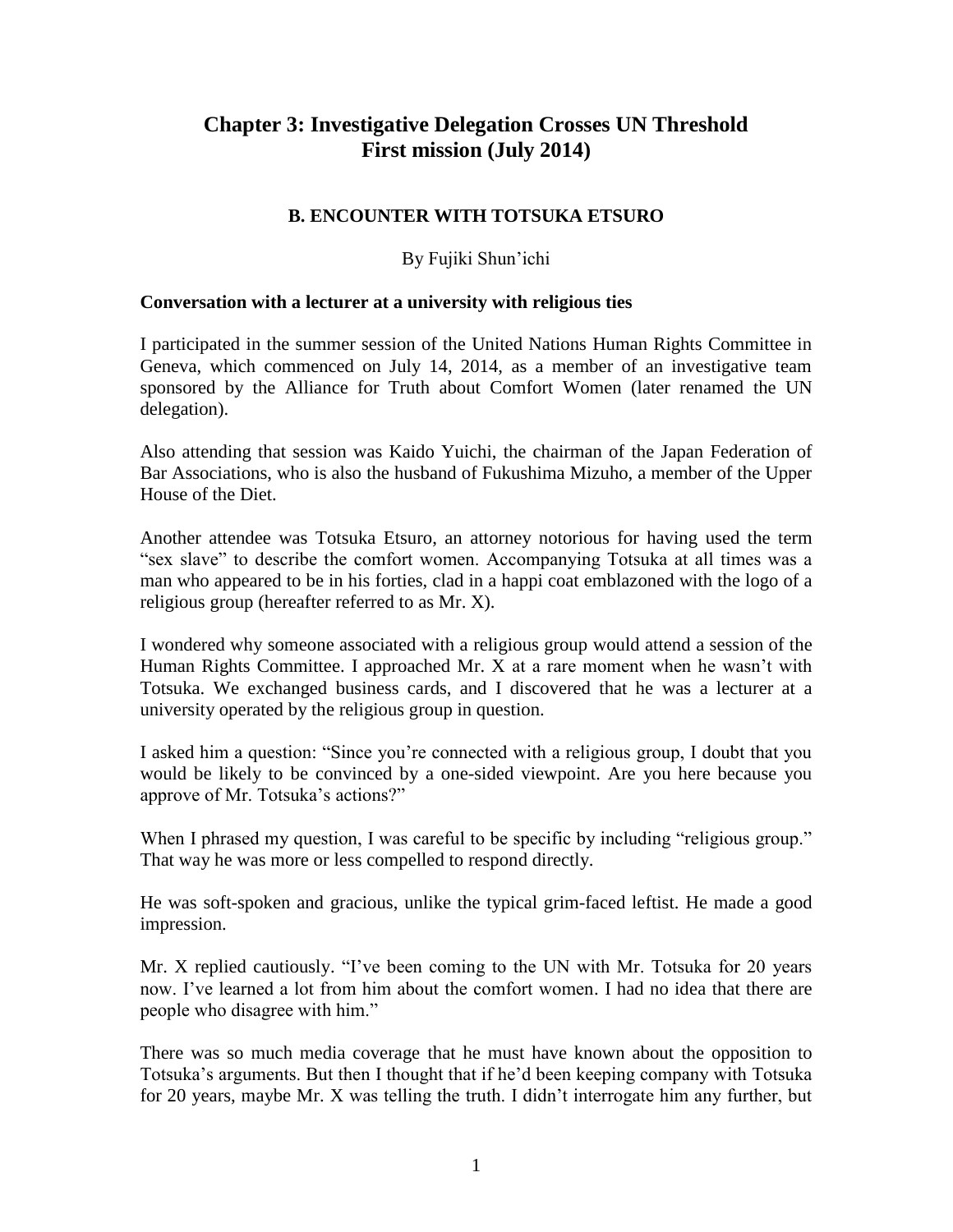# Chapter 3: Investigative Delegation Crosses UN Threshold
# First mission (July 2014)

## B. ENCOUNTER WITH TOTSUKA ETSURO

By Fujiki Shun'ichi

### Conversation with a lecturer at a university with religious ties

I participated in the summer session of the United Nations Human Rights Committee in Geneva, which commenced on July 14, 2014, as a member of an investigative team sponsored by the Alliance for Truth about Comfort Women (later renamed the UN delegation).

Also attending that session was Kaido Yuichi, the chairman of the Japan Federation of Bar Associations, who is also the husband of Fukushima Mizuho, a member of the Upper House of the Diet.

Another attendee was Totsuka Etsuro, an attorney notorious for having used the term "sex slave" to describe the comfort women. Accompanying Totsuka at all times was a man who appeared to be in his forties, clad in a happi coat emblazoned with the logo of a religious group (hereafter referred to as Mr. X).

I wondered why someone associated with a religious group would attend a session of the Human Rights Committee. I approached Mr. X at a rare moment when he wasn't with Totsuka. We exchanged business cards, and I discovered that he was a lecturer at a university operated by the religious group in question.

I asked him a question: "Since you're connected with a religious group, I doubt that you would be likely to be convinced by a one-sided viewpoint. Are you here because you approve of Mr. Totsuka's actions?"

When I phrased my question, I was careful to be specific by including "religious group." That way he was more or less compelled to respond directly.

He was soft-spoken and gracious, unlike the typical grim-faced leftist. He made a good impression.

Mr. X replied cautiously. "I've been coming to the UN with Mr. Totsuka for 20 years now. I've learned a lot from him about the comfort women. I had no idea that there are people who disagree with him."

There was so much media coverage that he must have known about the opposition to Totsuka's arguments. But then I thought that if he'd been keeping company with Totsuka for 20 years, maybe Mr. X was telling the truth. I didn't interrogate him any further, but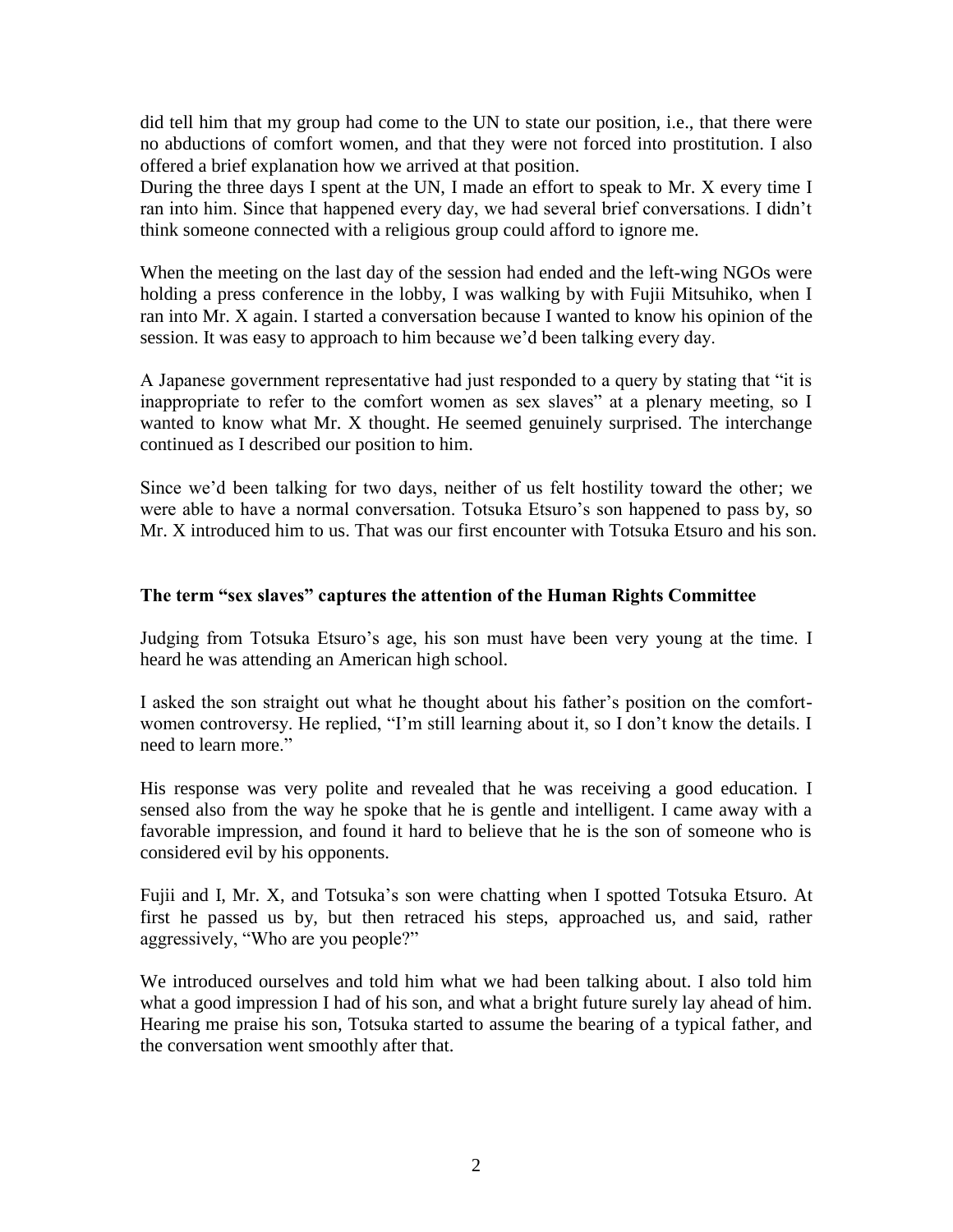did tell him that my group had come to the UN to state our position, i.e., that there were no abductions of comfort women, and that they were not forced into prostitution. I also offered a brief explanation how we arrived at that position.
During the three days I spent at the UN, I made an effort to speak to Mr. X every time I ran into him. Since that happened every day, we had several brief conversations. I didn't think someone connected with a religious group could afford to ignore me.

When the meeting on the last day of the session had ended and the left-wing NGOs were holding a press conference in the lobby, I was walking by with Fujii Mitsuhiko, when I ran into Mr. X again. I started a conversation because I wanted to know his opinion of the session. It was easy to approach to him because we'd been talking every day.

A Japanese government representative had just responded to a query by stating that "it is inappropriate to refer to the comfort women as sex slaves" at a plenary meeting, so I wanted to know what Mr. X thought. He seemed genuinely surprised. The interchange continued as I described our position to him.

Since we'd been talking for two days, neither of us felt hostility toward the other; we were able to have a normal conversation. Totsuka Etsuro's son happened to pass by, so Mr. X introduced him to us. That was our first encounter with Totsuka Etsuro and his son.

### The term "sex slaves" captures the attention of the Human Rights Committee

Judging from Totsuka Etsuro's age, his son must have been very young at the time. I heard he was attending an American high school.

I asked the son straight out what he thought about his father's position on the comfort-women controversy. He replied, "I'm still learning about it, so I don't know the details. I need to learn more."

His response was very polite and revealed that he was receiving a good education. I sensed also from the way he spoke that he is gentle and intelligent. I came away with a favorable impression, and found it hard to believe that he is the son of someone who is considered evil by his opponents.

Fujii and I, Mr. X, and Totsuka's son were chatting when I spotted Totsuka Etsuro. At first he passed us by, but then retraced his steps, approached us, and said, rather aggressively, "Who are you people?"

We introduced ourselves and told him what we had been talking about. I also told him what a good impression I had of his son, and what a bright future surely lay ahead of him. Hearing me praise his son, Totsuka started to assume the bearing of a typical father, and the conversation went smoothly after that.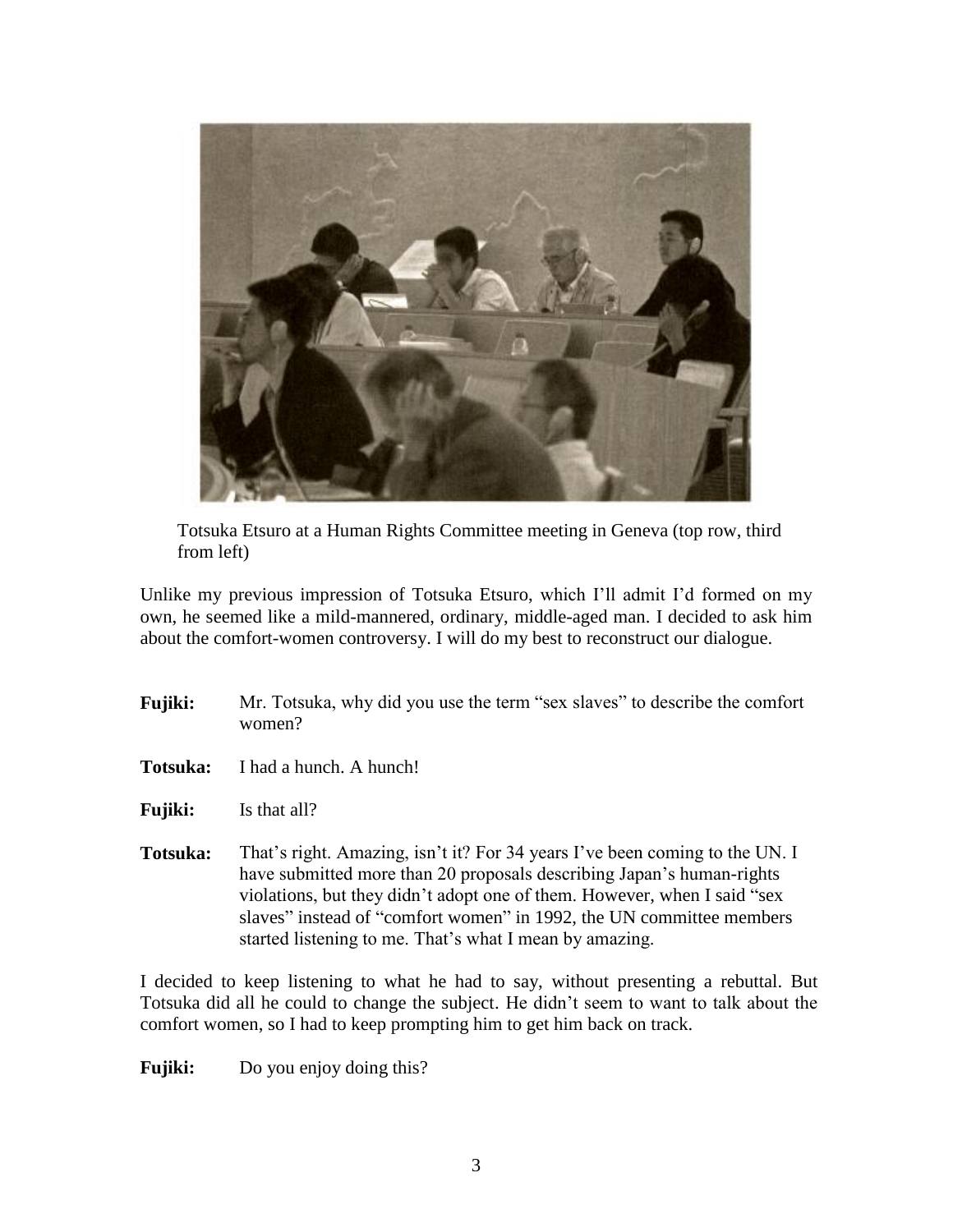Totsuka Etsuro at a Human Rights Committee meeting in Geneva (top row, third from left)

Unlike my previous impression of Totsuka Etsuro, which I'll admit I'd formed on my own, he seemed like a mild-mannered, ordinary, middle-aged man. I decided to ask him about the comfort-women controversy. I will do my best to reconstruct our dialogue.

**Fujiki:** Mr. Totsuka, why did you use the term "sex slaves" to describe the comfort women?

**Totsuka:** I had a hunch. A hunch!

**Fujiki:** Is that all?

**Totsuka:** That's right. Amazing, isn't it? For 34 years I've been coming to the UN. I have submitted more than 20 proposals describing Japan's human-rights violations, but they didn't adopt one of them. However, when I said "sex slaves" instead of "comfort women" in 1992, the UN committee members started listening to me. That's what I mean by amazing.

I decided to keep listening to what he had to say, without presenting a rebuttal. But Totsuka did all he could to change the subject. He didn't seem to want to talk about the comfort women, so I had to keep prompting him to get him back on track.

**Fujiki:** Do you enjoy doing this?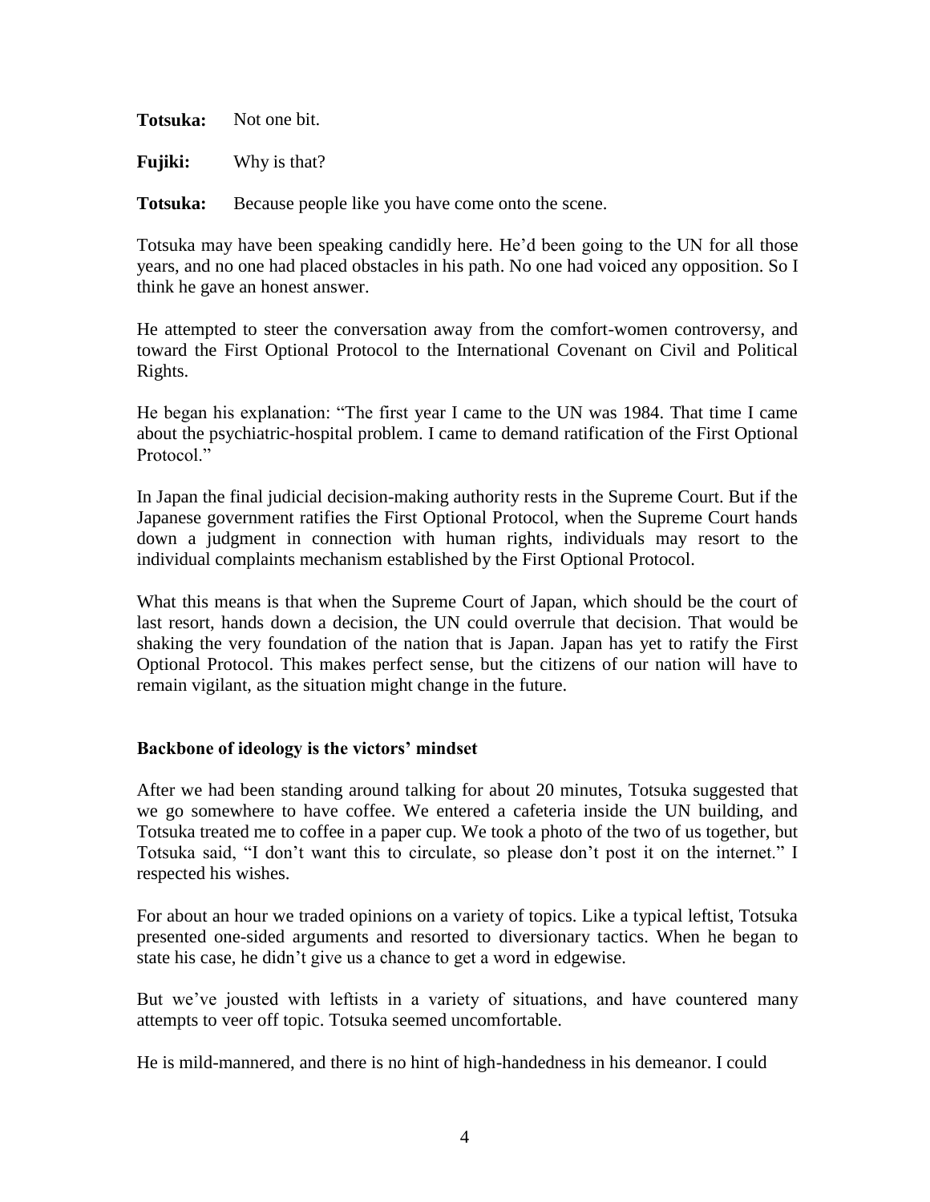**Totsuka:** Not one bit.

**Fujiki:** Why is that?

**Totsuka:** Because people like you have come onto the scene.

Totsuka may have been speaking candidly here. He'd been going to the UN for all those years, and no one had placed obstacles in his path. No one had voiced any opposition. So I think he gave an honest answer.

He attempted to steer the conversation away from the comfort-women controversy, and toward the First Optional Protocol to the International Covenant on Civil and Political Rights.

He began his explanation: "The first year I came to the UN was 1984. That time I came about the psychiatric-hospital problem. I came to demand ratification of the First Optional Protocol."

In Japan the final judicial decision-making authority rests in the Supreme Court. But if the Japanese government ratifies the First Optional Protocol, when the Supreme Court hands down a judgment in connection with human rights, individuals may resort to the individual complaints mechanism established by the First Optional Protocol.

What this means is that when the Supreme Court of Japan, which should be the court of last resort, hands down a decision, the UN could overrule that decision. That would be shaking the very foundation of the nation that is Japan. Japan has yet to ratify the First Optional Protocol. This makes perfect sense, but the citizens of our nation will have to remain vigilant, as the situation might change in the future.

### Backbone of ideology is the victors' mindset

After we had been standing around talking for about 20 minutes, Totsuka suggested that we go somewhere to have coffee. We entered a cafeteria inside the UN building, and Totsuka treated me to coffee in a paper cup. We took a photo of the two of us together, but Totsuka said, "I don't want this to circulate, so please don't post it on the internet." I respected his wishes.

For about an hour we traded opinions on a variety of topics. Like a typical leftist, Totsuka presented one-sided arguments and resorted to diversionary tactics. When he began to state his case, he didn't give us a chance to get a word in edgewise.

But we've jousted with leftists in a variety of situations, and have countered many attempts to veer off topic. Totsuka seemed uncomfortable.

He is mild-mannered, and there is no hint of high-handedness in his demeanor. I could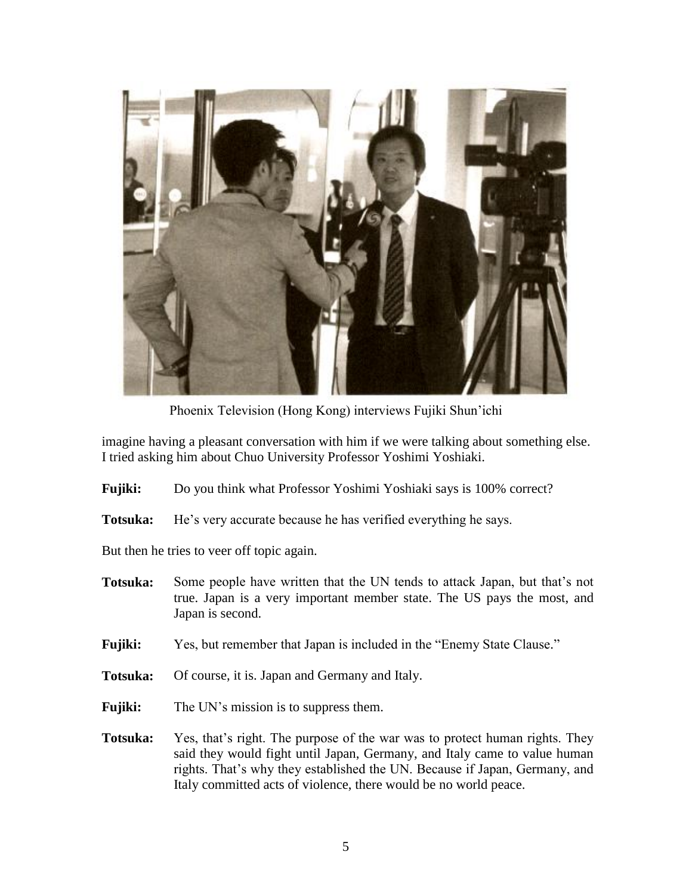Phoenix Television (Hong Kong) interviews Fujiki Shun'ichi

imagine having a pleasant conversation with him if we were talking about something else. I tried asking him about Chuo University Professor Yoshimi Yoshiaki.

**Fujiki:** Do you think what Professor Yoshimi Yoshiaki says is 100% correct?

**Totsuka:** He's very accurate because he has verified everything he says.

But then he tries to veer off topic again.

**Totsuka:** Some people have written that the UN tends to attack Japan, but that's not true. Japan is a very important member state. The US pays the most, and Japan is second.

**Fujiki:** Yes, but remember that Japan is included in the "Enemy State Clause."

**Totsuka:** Of course, it is. Japan and Germany and Italy.

**Fujiki:** The UN's mission is to suppress them.

**Totsuka:** Yes, that's right. The purpose of the war was to protect human rights. They said they would fight until Japan, Germany, and Italy came to value human rights. That's why they established the UN. Because if Japan, Germany, and Italy committed acts of violence, there would be no world peace.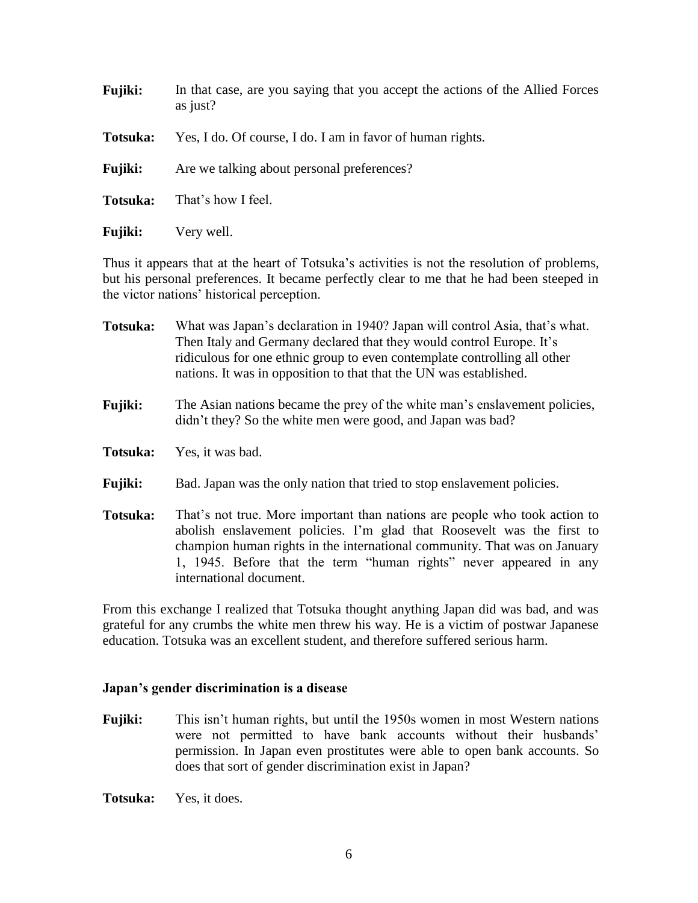**Fujiki:** In that case, are you saying that you accept the actions of the Allied Forces as just?

**Totsuka:** Yes, I do. Of course, I do. I am in favor of human rights.

**Fujiki:** Are we talking about personal preferences?

**Totsuka:** That's how I feel.

**Fujiki:** Very well.

Thus it appears that at the heart of Totsuka's activities is not the resolution of problems, but his personal preferences. It became perfectly clear to me that he had been steeped in the victor nations' historical perception.

**Totsuka:** What was Japan's declaration in 1940? Japan will control Asia, that's what. Then Italy and Germany declared that they would control Europe. It's ridiculous for one ethnic group to even contemplate controlling all other nations. It was in opposition to that that the UN was established.

**Fujiki:** The Asian nations became the prey of the white man's enslavement policies, didn't they? So the white men were good, and Japan was bad?

**Totsuka:** Yes, it was bad.

**Fujiki:** Bad. Japan was the only nation that tried to stop enslavement policies.

**Totsuka:** That's not true. More important than nations are people who took action to abolish enslavement policies. I'm glad that Roosevelt was the first to champion human rights in the international community. That was on January 1, 1945. Before that the term "human rights" never appeared in any international document.

From this exchange I realized that Totsuka thought anything Japan did was bad, and was grateful for any crumbs the white men threw his way. He is a victim of postwar Japanese education. Totsuka was an excellent student, and therefore suffered serious harm.

### Japan's gender discrimination is a disease

**Fujiki:** This isn't human rights, but until the 1950s women in most Western nations were not permitted to have bank accounts without their husbands' permission. In Japan even prostitutes were able to open bank accounts. So does that sort of gender discrimination exist in Japan?

**Totsuka:** Yes, it does.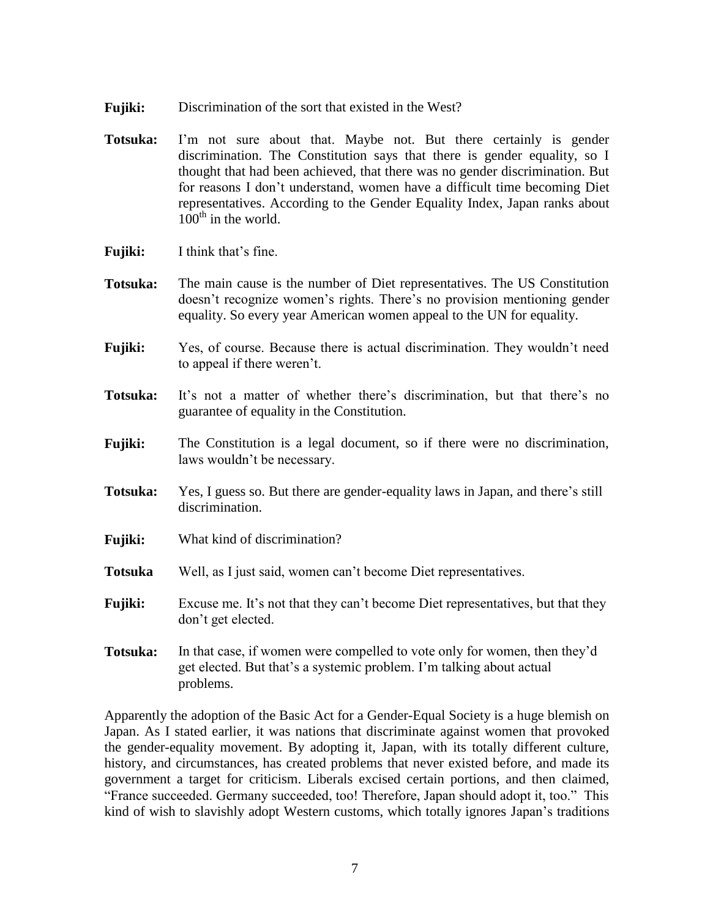**Fujiki:** Discrimination of the sort that existed in the West?

**Totsuka:** I'm not sure about that. Maybe not. But there certainly is gender discrimination. The Constitution says that there is gender equality, so I thought that had been achieved, that there was no gender discrimination. But for reasons I don't understand, women have a difficult time becoming Diet representatives. According to the Gender Equality Index, Japan ranks about 100th in the world.

**Fujiki:** I think that's fine.

**Totsuka:** The main cause is the number of Diet representatives. The US Constitution doesn't recognize women's rights. There's no provision mentioning gender equality. So every year American women appeal to the UN for equality.

**Fujiki:** Yes, of course. Because there is actual discrimination. They wouldn't need to appeal if there weren't.

**Totsuka:** It's not a matter of whether there's discrimination, but that there's no guarantee of equality in the Constitution.

**Fujiki:** The Constitution is a legal document, so if there were no discrimination, laws wouldn't be necessary.

**Totsuka:** Yes, I guess so. But there are gender-equality laws in Japan, and there's still discrimination.

**Fujiki:** What kind of discrimination?

**Totsuka** Well, as I just said, women can't become Diet representatives.

**Fujiki:** Excuse me. It's not that they can't become Diet representatives, but that they don't get elected.

**Totsuka:** In that case, if women were compelled to vote only for women, then they'd get elected. But that's a systemic problem. I'm talking about actual problems.

Apparently the adoption of the Basic Act for a Gender-Equal Society is a huge blemish on Japan. As I stated earlier, it was nations that discriminate against women that provoked the gender-equality movement. By adopting it, Japan, with its totally different culture, history, and circumstances, has created problems that never existed before, and made its government a target for criticism. Liberals excised certain portions, and then claimed, "France succeeded. Germany succeeded, too! Therefore, Japan should adopt it, too." This kind of wish to slavishly adopt Western customs, which totally ignores Japan's traditions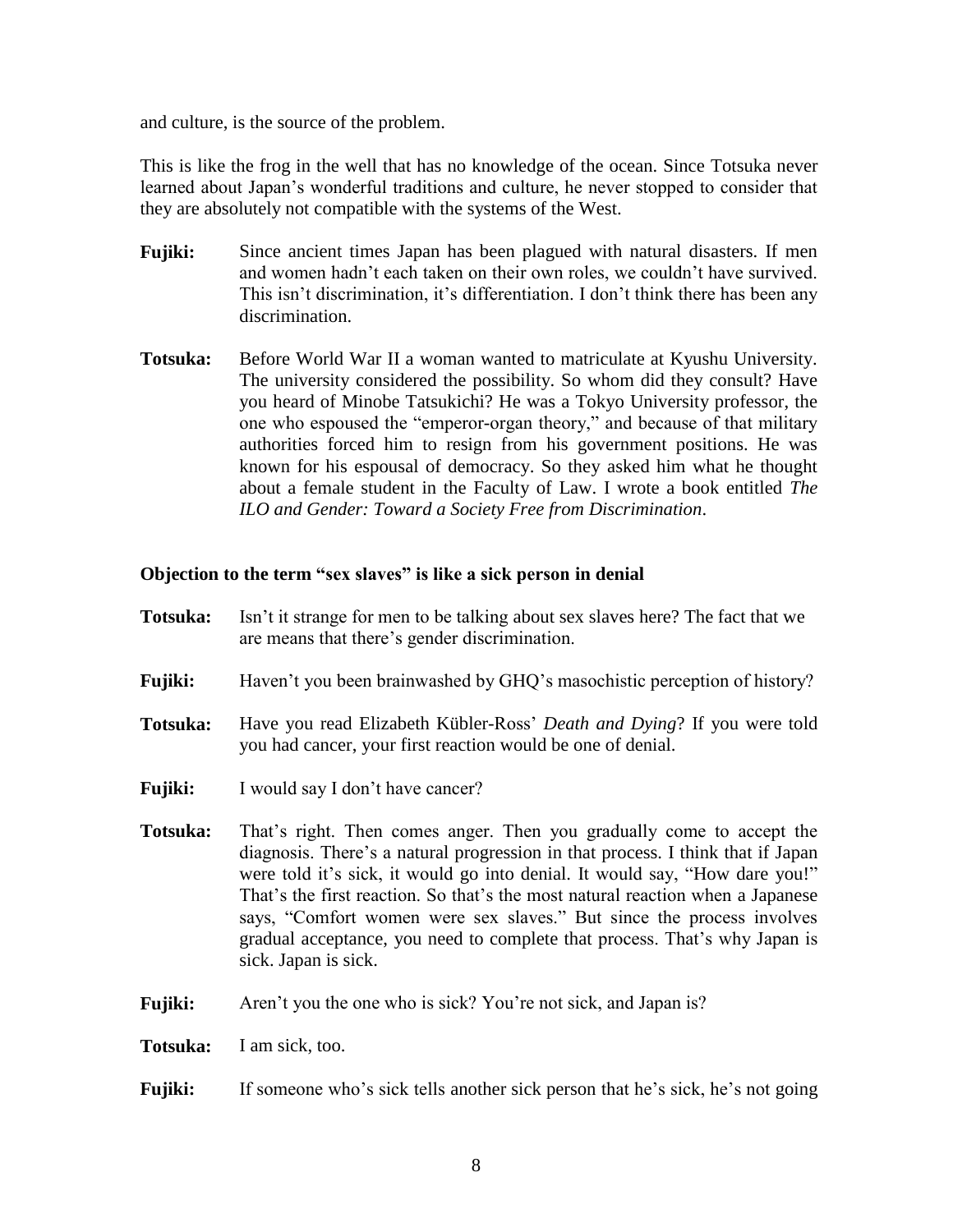and culture, is the source of the problem.

This is like the frog in the well that has no knowledge of the ocean. Since Totsuka never learned about Japan's wonderful traditions and culture, he never stopped to consider that they are absolutely not compatible with the systems of the West.

**Fujiki:** Since ancient times Japan has been plagued with natural disasters. If men and women hadn't each taken on their own roles, we couldn't have survived. This isn't discrimination, it's differentiation. I don't think there has been any discrimination.

**Totsuka:** Before World War II a woman wanted to matriculate at Kyushu University. The university considered the possibility. So whom did they consult? Have you heard of Minobe Tatsukichi? He was a Tokyo University professor, the one who espoused the "emperor-organ theory," and because of that military authorities forced him to resign from his government positions. He was known for his espousal of democracy. So they asked him what he thought about a female student in the Faculty of Law. I wrote a book entitled *The ILO and Gender: Toward a Society Free from Discrimination*.

**Objection to the term "sex slaves" is like a sick person in denial**

**Totsuka:** Isn't it strange for men to be talking about sex slaves here? The fact that we are means that there's gender discrimination.

**Fujiki:** Haven't you been brainwashed by GHQ's masochistic perception of history?

**Totsuka:** Have you read Elizabeth Kübler-Ross' *Death and Dying*? If you were told you had cancer, your first reaction would be one of denial.

**Fujiki:** I would say I don't have cancer?

**Totsuka:** That's right. Then comes anger. Then you gradually come to accept the diagnosis. There's a natural progression in that process. I think that if Japan were told it's sick, it would go into denial. It would say, "How dare you!" That's the first reaction. So that's the most natural reaction when a Japanese says, "Comfort women were sex slaves." But since the process involves gradual acceptance, you need to complete that process. That's why Japan is sick. Japan is sick.

**Fujiki:** Aren't you the one who is sick? You're not sick, and Japan is?

**Totsuka:** I am sick, too.

**Fujiki:** If someone who's sick tells another sick person that he's sick, he's not going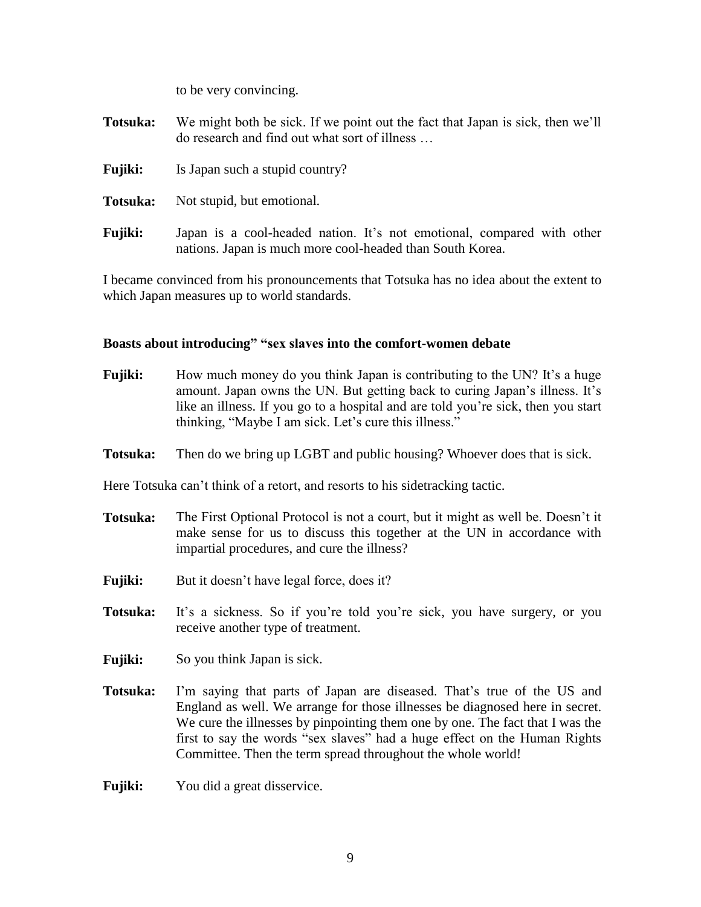to be very convincing.

**Totsuka:** We might both be sick. If we point out the fact that Japan is sick, then we'll do research and find out what sort of illness …

**Fujiki:** Is Japan such a stupid country?

**Totsuka:** Not stupid, but emotional.

**Fujiki:** Japan is a cool-headed nation. It's not emotional, compared with other nations. Japan is much more cool-headed than South Korea.

I became convinced from his pronouncements that Totsuka has no idea about the extent to which Japan measures up to world standards.

### Boasts about introducing" "sex slaves into the comfort-women debate

**Fujiki:** How much money do you think Japan is contributing to the UN? It's a huge amount. Japan owns the UN. But getting back to curing Japan's illness. It's like an illness. If you go to a hospital and are told you're sick, then you start thinking, "Maybe I am sick. Let's cure this illness."

**Totsuka:** Then do we bring up LGBT and public housing? Whoever does that is sick.

Here Totsuka can't think of a retort, and resorts to his sidetracking tactic.

**Totsuka:** The First Optional Protocol is not a court, but it might as well be. Doesn't it make sense for us to discuss this together at the UN in accordance with impartial procedures, and cure the illness?

**Fujiki:** But it doesn't have legal force, does it?

**Totsuka:** It's a sickness. So if you're told you're sick, you have surgery, or you receive another type of treatment.

**Fujiki:** So you think Japan is sick.

**Totsuka:** I'm saying that parts of Japan are diseased. That's true of the US and England as well. We arrange for those illnesses be diagnosed here in secret. We cure the illnesses by pinpointing them one by one. The fact that I was the first to say the words "sex slaves" had a huge effect on the Human Rights Committee. Then the term spread throughout the whole world!

**Fujiki:** You did a great disservice.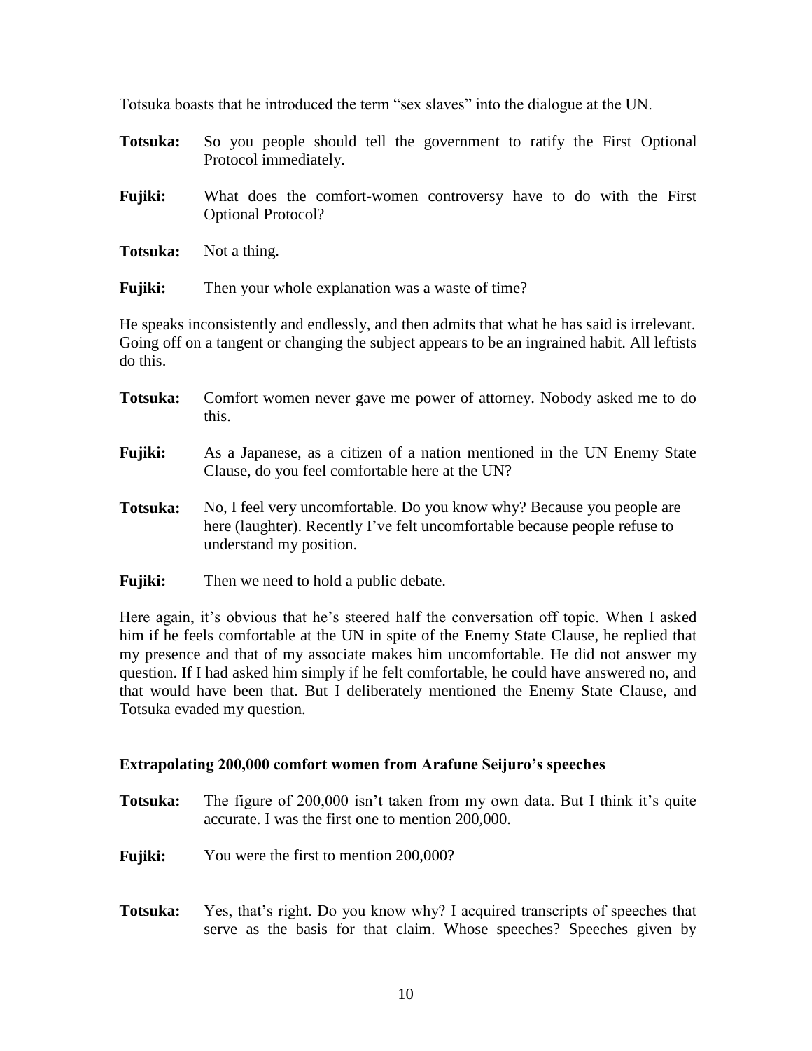Totsuka boasts that he introduced the term "sex slaves" into the dialogue at the UN.

**Totsuka:** So you people should tell the government to ratify the First Optional Protocol immediately.

**Fujiki:** What does the comfort-women controversy have to do with the First Optional Protocol?

**Totsuka:** Not a thing.

**Fujiki:** Then your whole explanation was a waste of time?

He speaks inconsistently and endlessly, and then admits that what he has said is irrelevant. Going off on a tangent or changing the subject appears to be an ingrained habit. All leftists do this.

**Totsuka:** Comfort women never gave me power of attorney. Nobody asked me to do this.

**Fujiki:** As a Japanese, as a citizen of a nation mentioned in the UN Enemy State Clause, do you feel comfortable here at the UN?

**Totsuka:** No, I feel very uncomfortable. Do you know why? Because you people are here (laughter). Recently I've felt uncomfortable because people refuse to understand my position.

**Fujiki:** Then we need to hold a public debate.

Here again, it's obvious that he's steered half the conversation off topic. When I asked him if he feels comfortable at the UN in spite of the Enemy State Clause, he replied that my presence and that of my associate makes him uncomfortable. He did not answer my question. If I had asked him simply if he felt comfortable, he could have answered no, and that would have been that. But I deliberately mentioned the Enemy State Clause, and Totsuka evaded my question.

### Extrapolating 200,000 comfort women from Arafune Seijuro's speeches

**Totsuka:** The figure of 200,000 isn't taken from my own data. But I think it's quite accurate. I was the first one to mention 200,000.

**Fujiki:** You were the first to mention 200,000?

**Totsuka:** Yes, that's right. Do you know why? I acquired transcripts of speeches that serve as the basis for that claim. Whose speeches? Speeches given by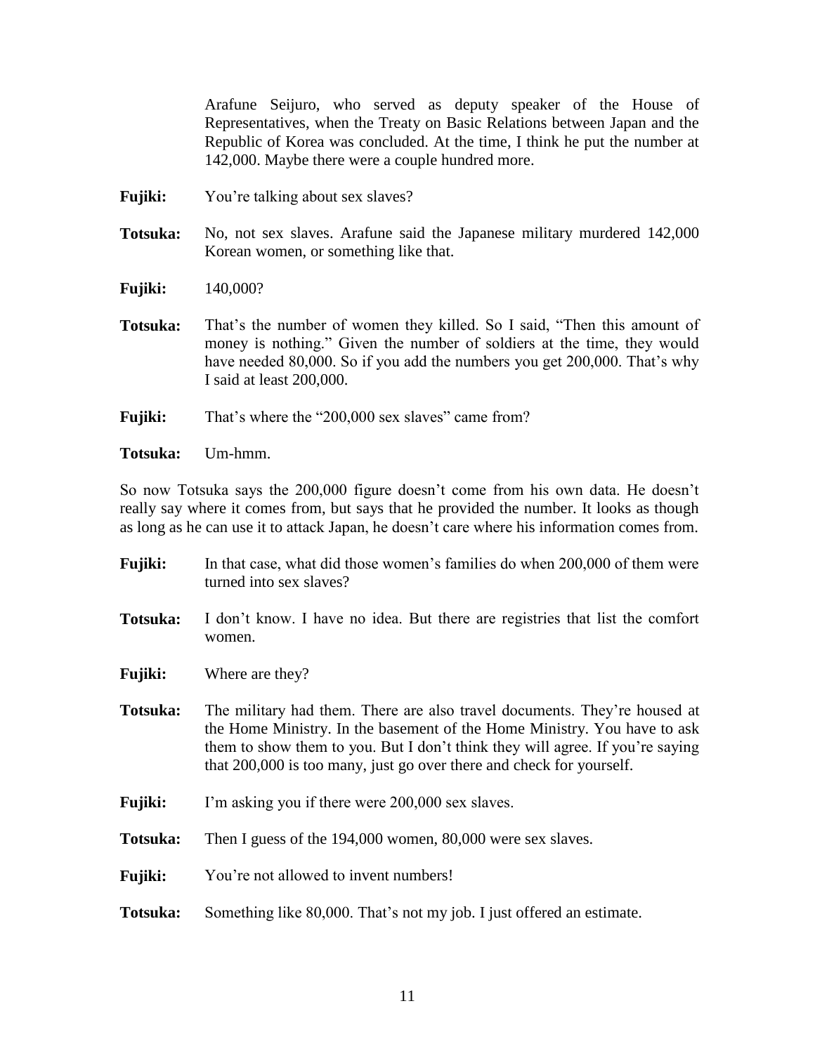Arafune Seijuro, who served as deputy speaker of the House of Representatives, when the Treaty on Basic Relations between Japan and the Republic of Korea was concluded. At the time, I think he put the number at 142,000. Maybe there were a couple hundred more.

**Fujiki:** You're talking about sex slaves?

**Totsuka:** No, not sex slaves. Arafune said the Japanese military murdered 142,000 Korean women, or something like that.

**Fujiki:** 140,000?

**Totsuka:** That's the number of women they killed. So I said, "Then this amount of money is nothing." Given the number of soldiers at the time, they would have needed 80,000. So if you add the numbers you get 200,000. That's why I said at least 200,000.

**Fujiki:** That's where the "200,000 sex slaves" came from?

**Totsuka:** Um-hmm.

So now Totsuka says the 200,000 figure doesn't come from his own data. He doesn't really say where it comes from, but says that he provided the number. It looks as though as long as he can use it to attack Japan, he doesn't care where his information comes from.

**Fujiki:** In that case, what did those women's families do when 200,000 of them were turned into sex slaves?

**Totsuka:** I don't know. I have no idea. But there are registries that list the comfort women.

**Fujiki:** Where are they?

**Totsuka:** The military had them. There are also travel documents. They're housed at the Home Ministry. In the basement of the Home Ministry. You have to ask them to show them to you. But I don't think they will agree. If you're saying that 200,000 is too many, just go over there and check for yourself.

**Fujiki:** I'm asking you if there were 200,000 sex slaves.

**Totsuka:** Then I guess of the 194,000 women, 80,000 were sex slaves.

**Fujiki:** You're not allowed to invent numbers!

**Totsuka:** Something like 80,000. That's not my job. I just offered an estimate.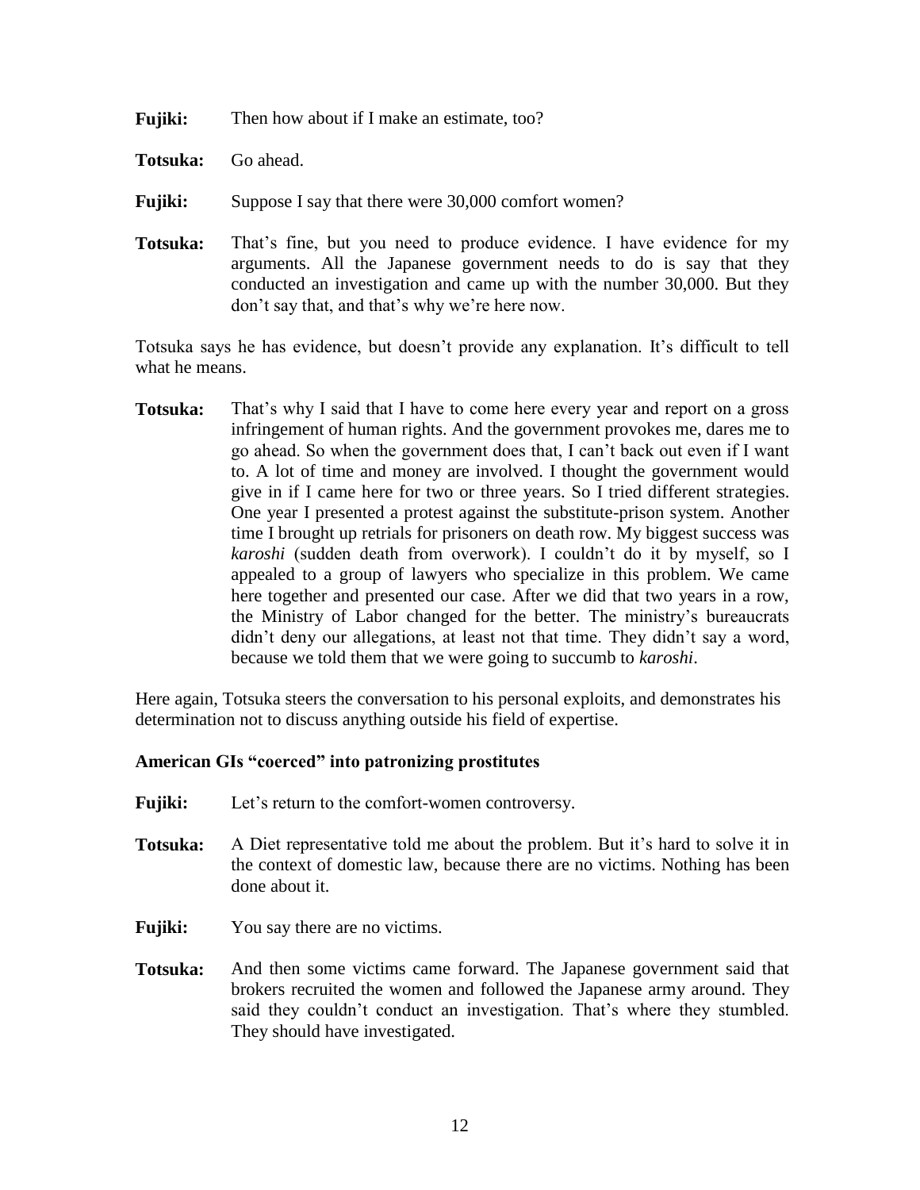**Fujiki:** Then how about if I make an estimate, too?

**Totsuka:** Go ahead.

**Fujiki:** Suppose I say that there were 30,000 comfort women?

**Totsuka:** That's fine, but you need to produce evidence. I have evidence for my arguments. All the Japanese government needs to do is say that they conducted an investigation and came up with the number 30,000. But they don't say that, and that's why we're here now.

Totsuka says he has evidence, but doesn't provide any explanation. It's difficult to tell what he means.

**Totsuka:** That's why I said that I have to come here every year and report on a gross infringement of human rights. And the government provokes me, dares me to go ahead. So when the government does that, I can't back out even if I want to. A lot of time and money are involved. I thought the government would give in if I came here for two or three years. So I tried different strategies. One year I presented a protest against the substitute-prison system. Another time I brought up retrials for prisoners on death row. My biggest success was *karoshi* (sudden death from overwork). I couldn't do it by myself, so I appealed to a group of lawyers who specialize in this problem. We came here together and presented our case. After we did that two years in a row, the Ministry of Labor changed for the better. The ministry's bureaucrats didn't deny our allegations, at least not that time. They didn't say a word, because we told them that we were going to succumb to *karoshi*.

Here again, Totsuka steers the conversation to his personal exploits, and demonstrates his determination not to discuss anything outside his field of expertise.

### American GIs "coerced" into patronizing prostitutes

**Fujiki:** Let's return to the comfort-women controversy.

**Totsuka:** A Diet representative told me about the problem. But it's hard to solve it in the context of domestic law, because there are no victims. Nothing has been done about it.

**Fujiki:** You say there are no victims.

**Totsuka:** And then some victims came forward. The Japanese government said that brokers recruited the women and followed the Japanese army around. They said they couldn't conduct an investigation. That's where they stumbled. They should have investigated.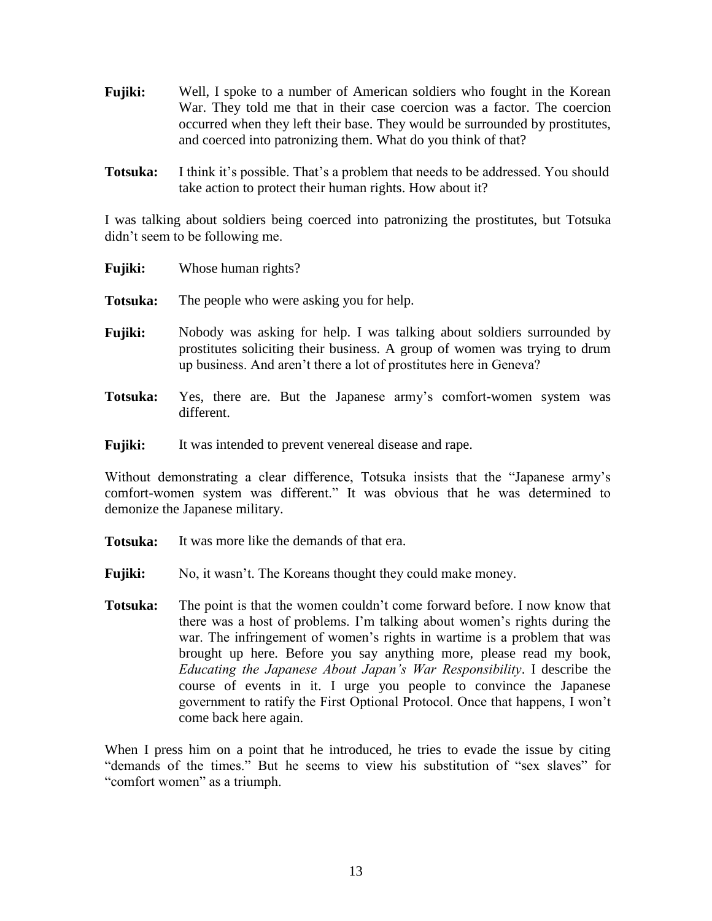**Fujiki:** Well, I spoke to a number of American soldiers who fought in the Korean War. They told me that in their case coercion was a factor. The coercion occurred when they left their base. They would be surrounded by prostitutes, and coerced into patronizing them. What do you think of that?

**Totsuka:** I think it's possible. That's a problem that needs to be addressed. You should take action to protect their human rights. How about it?

I was talking about soldiers being coerced into patronizing the prostitutes, but Totsuka didn't seem to be following me.

**Fujiki:** Whose human rights?

**Totsuka:** The people who were asking you for help.

**Fujiki:** Nobody was asking for help. I was talking about soldiers surrounded by prostitutes soliciting their business. A group of women was trying to drum up business. And aren't there a lot of prostitutes here in Geneva?

**Totsuka:** Yes, there are. But the Japanese army's comfort-women system was different.

**Fujiki:** It was intended to prevent venereal disease and rape.

Without demonstrating a clear difference, Totsuka insists that the "Japanese army's comfort-women system was different." It was obvious that he was determined to demonize the Japanese military.

**Totsuka:** It was more like the demands of that era.

**Fujiki:** No, it wasn't. The Koreans thought they could make money.

**Totsuka:** The point is that the women couldn't come forward before. I now know that there was a host of problems. I'm talking about women's rights during the war. The infringement of women's rights in wartime is a problem that was brought up here. Before you say anything more, please read my book, *Educating the Japanese About Japan's War Responsibility*. I describe the course of events in it. I urge you people to convince the Japanese government to ratify the First Optional Protocol. Once that happens, I won't come back here again.

When I press him on a point that he introduced, he tries to evade the issue by citing "demands of the times." But he seems to view his substitution of "sex slaves" for "comfort women" as a triumph.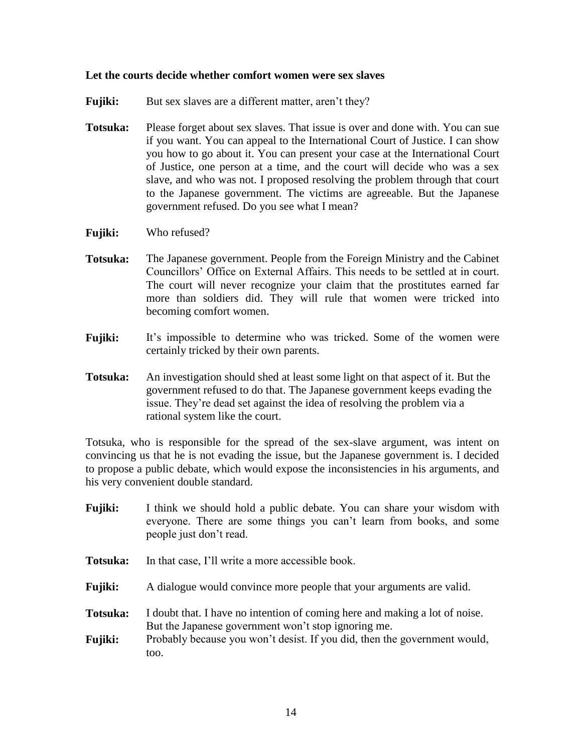**Let the courts decide whether comfort women were sex slaves**

**Fujiki:** But sex slaves are a different matter, aren't they?

**Totsuka:** Please forget about sex slaves. That issue is over and done with. You can sue if you want. You can appeal to the International Court of Justice. I can show you how to go about it. You can present your case at the International Court of Justice, one person at a time, and the court will decide who was a sex slave, and who was not. I proposed resolving the problem through that court to the Japanese government. The victims are agreeable. But the Japanese government refused. Do you see what I mean?

**Fujiki:** Who refused?

**Totsuka:** The Japanese government. People from the Foreign Ministry and the Cabinet Councillors' Office on External Affairs. This needs to be settled at in court. The court will never recognize your claim that the prostitutes earned far more than soldiers did. They will rule that women were tricked into becoming comfort women.

**Fujiki:** It's impossible to determine who was tricked. Some of the women were certainly tricked by their own parents.

**Totsuka:** An investigation should shed at least some light on that aspect of it. But the government refused to do that. The Japanese government keeps evading the issue. They're dead set against the idea of resolving the problem via a rational system like the court.

Totsuka, who is responsible for the spread of the sex-slave argument, was intent on convincing us that he is not evading the issue, but the Japanese government is. I decided to propose a public debate, which would expose the inconsistencies in his arguments, and his very convenient double standard.

**Fujiki:** I think we should hold a public debate. You can share your wisdom with everyone. There are some things you can't learn from books, and some people just don't read.

**Totsuka:** In that case, I'll write a more accessible book.

**Fujiki:** A dialogue would convince more people that your arguments are valid.

**Totsuka:** I doubt that. I have no intention of coming here and making a lot of noise. But the Japanese government won't stop ignoring me.

**Fujiki:** Probably because you won't desist. If you did, then the government would, too.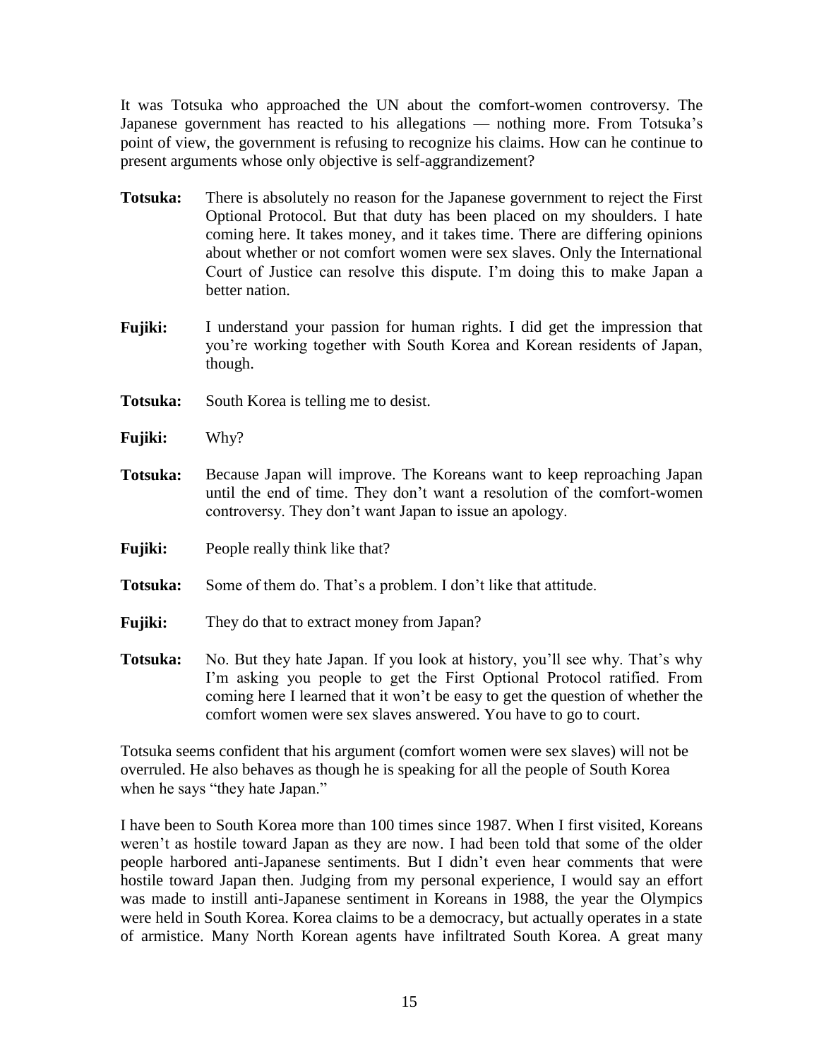It was Totsuka who approached the UN about the comfort-women controversy. The Japanese government has reacted to his allegations — nothing more. From Totsuka's point of view, the government is refusing to recognize his claims. How can he continue to present arguments whose only objective is self-aggrandizement?

**Totsuka:** There is absolutely no reason for the Japanese government to reject the First Optional Protocol. But that duty has been placed on my shoulders. I hate coming here. It takes money, and it takes time. There are differing opinions about whether or not comfort women were sex slaves. Only the International Court of Justice can resolve this dispute. I'm doing this to make Japan a better nation.

**Fujiki:** I understand your passion for human rights. I did get the impression that you're working together with South Korea and Korean residents of Japan, though.

**Totsuka:** South Korea is telling me to desist.

**Fujiki:** Why?

**Totsuka:** Because Japan will improve. The Koreans want to keep reproaching Japan until the end of time. They don't want a resolution of the comfort-women controversy. They don't want Japan to issue an apology.

**Fujiki:** People really think like that?

**Totsuka:** Some of them do. That's a problem. I don't like that attitude.

**Fujiki:** They do that to extract money from Japan?

**Totsuka:** No. But they hate Japan. If you look at history, you'll see why. That's why I'm asking you people to get the First Optional Protocol ratified. From coming here I learned that it won't be easy to get the question of whether the comfort women were sex slaves answered. You have to go to court.

Totsuka seems confident that his argument (comfort women were sex slaves) will not be overruled. He also behaves as though he is speaking for all the people of South Korea when he says "they hate Japan."

I have been to South Korea more than 100 times since 1987. When I first visited, Koreans weren't as hostile toward Japan as they are now. I had been told that some of the older people harbored anti-Japanese sentiments. But I didn't even hear comments that were hostile toward Japan then. Judging from my personal experience, I would say an effort was made to instill anti-Japanese sentiment in Koreans in 1988, the year the Olympics were held in South Korea. Korea claims to be a democracy, but actually operates in a state of armistice. Many North Korean agents have infiltrated South Korea. A great many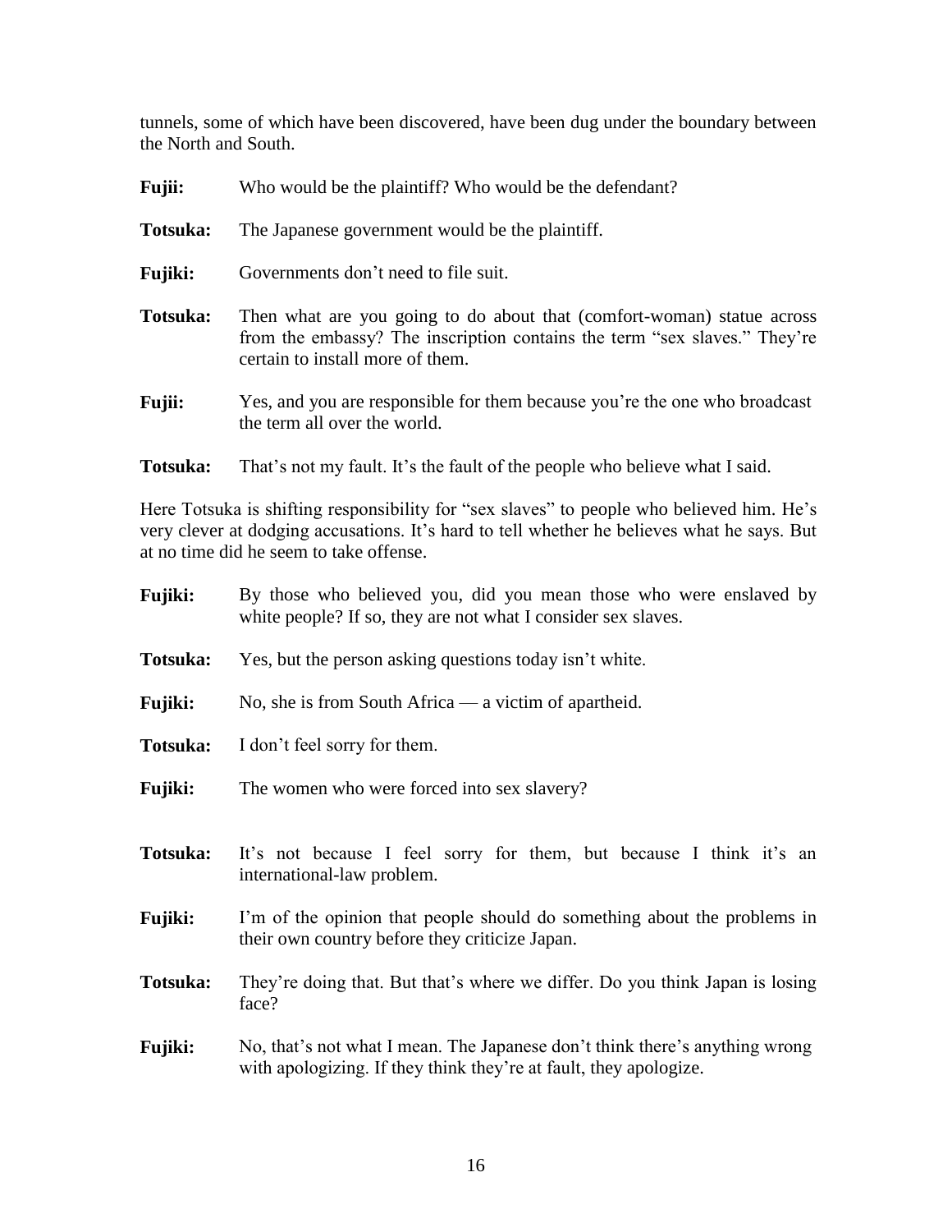tunnels, some of which have been discovered, have been dug under the boundary between the North and South.

**Fujii:** Who would be the plaintiff? Who would be the defendant?

**Totsuka:** The Japanese government would be the plaintiff.

**Fujiki:** Governments don't need to file suit.

**Totsuka:** Then what are you going to do about that (comfort-woman) statue across from the embassy? The inscription contains the term "sex slaves." They're certain to install more of them.

**Fujii:** Yes, and you are responsible for them because you're the one who broadcast the term all over the world.

**Totsuka:** That's not my fault. It's the fault of the people who believe what I said.

Here Totsuka is shifting responsibility for "sex slaves" to people who believed him. He's very clever at dodging accusations. It's hard to tell whether he believes what he says. But at no time did he seem to take offense.

**Fujiki:** By those who believed you, did you mean those who were enslaved by white people? If so, they are not what I consider sex slaves.

**Totsuka:** Yes, but the person asking questions today isn't white.

**Fujiki:** No, she is from South Africa — a victim of apartheid.

**Totsuka:** I don't feel sorry for them.

**Fujiki:** The women who were forced into sex slavery?

**Totsuka:** It's not because I feel sorry for them, but because I think it's an international-law problem.

**Fujiki:** I'm of the opinion that people should do something about the problems in their own country before they criticize Japan.

**Totsuka:** They're doing that. But that's where we differ. Do you think Japan is losing face?

**Fujiki:** No, that's not what I mean. The Japanese don't think there's anything wrong with apologizing. If they think they're at fault, they apologize.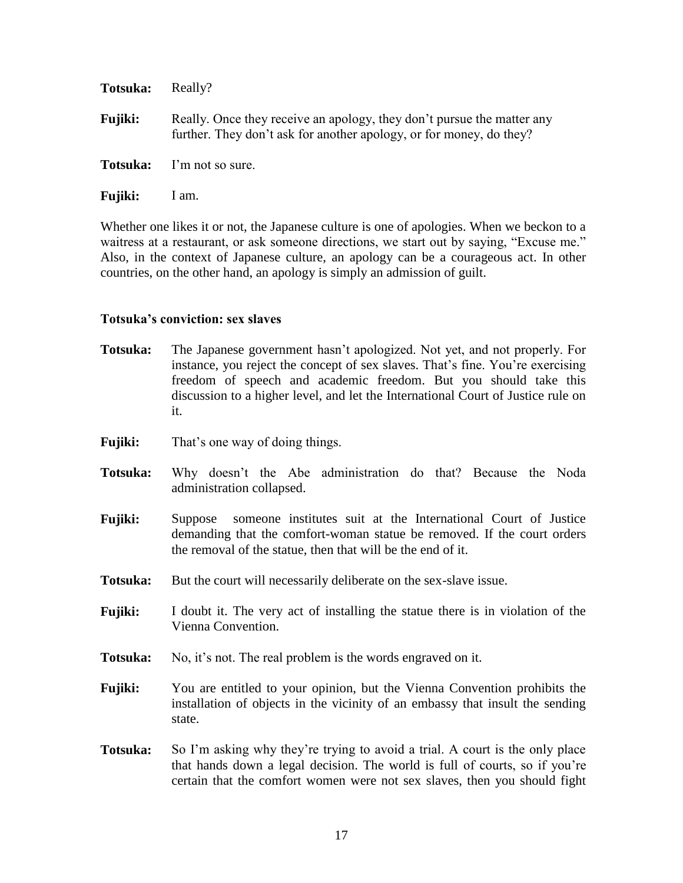**Totsuka:** Really?

**Fujiki:** Really. Once they receive an apology, they don't pursue the matter any further. They don't ask for another apology, or for money, do they?

**Totsuka:** I'm not so sure.

**Fujiki:** I am.

Whether one likes it or not, the Japanese culture is one of apologies. When we beckon to a waitress at a restaurant, or ask someone directions, we start out by saying, "Excuse me." Also, in the context of Japanese culture, an apology can be a courageous act. In other countries, on the other hand, an apology is simply an admission of guilt.

**Totsuka's conviction: sex slaves**

**Totsuka:** The Japanese government hasn't apologized. Not yet, and not properly. For instance, you reject the concept of sex slaves. That's fine. You're exercising freedom of speech and academic freedom. But you should take this discussion to a higher level, and let the International Court of Justice rule on it.

**Fujiki:** That's one way of doing things.

**Totsuka:** Why doesn't the Abe administration do that? Because the Noda administration collapsed.

**Fujiki:** Suppose someone institutes suit at the International Court of Justice demanding that the comfort-woman statue be removed. If the court orders the removal of the statue, then that will be the end of it.

**Totsuka:** But the court will necessarily deliberate on the sex-slave issue.

**Fujiki:** I doubt it. The very act of installing the statue there is in violation of the Vienna Convention.

**Totsuka:** No, it's not. The real problem is the words engraved on it.

**Fujiki:** You are entitled to your opinion, but the Vienna Convention prohibits the installation of objects in the vicinity of an embassy that insult the sending state.

**Totsuka:** So I'm asking why they're trying to avoid a trial. A court is the only place that hands down a legal decision. The world is full of courts, so if you're certain that the comfort women were not sex slaves, then you should fight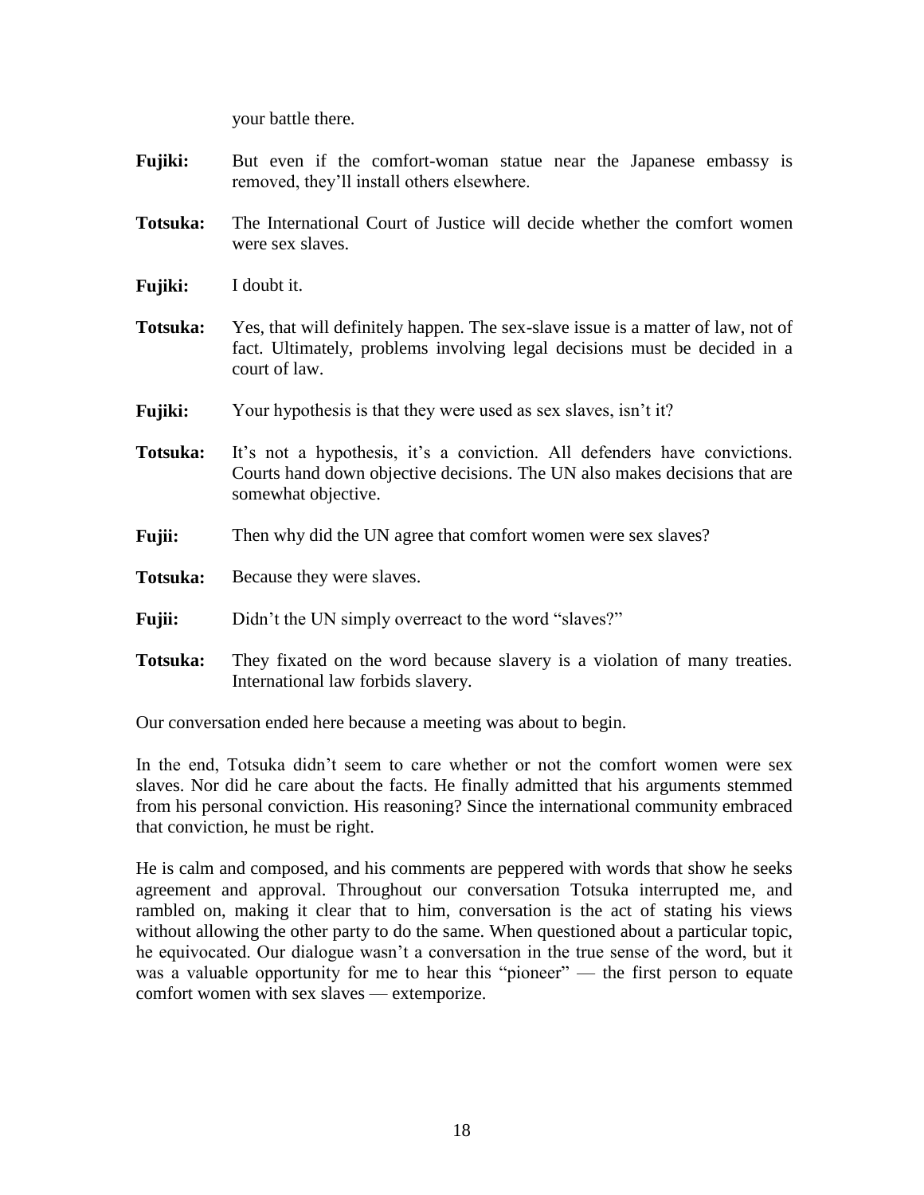your battle there.

**Fujiki:** But even if the comfort-woman statue near the Japanese embassy is removed, they'll install others elsewhere.

**Totsuka:** The International Court of Justice will decide whether the comfort women were sex slaves.

**Fujiki:** I doubt it.

**Totsuka:** Yes, that will definitely happen. The sex-slave issue is a matter of law, not of fact. Ultimately, problems involving legal decisions must be decided in a court of law.

**Fujiki:** Your hypothesis is that they were used as sex slaves, isn't it?

**Totsuka:** It's not a hypothesis, it's a conviction. All defenders have convictions. Courts hand down objective decisions. The UN also makes decisions that are somewhat objective.

**Fujii:** Then why did the UN agree that comfort women were sex slaves?

**Totsuka:** Because they were slaves.

**Fujii:** Didn't the UN simply overreact to the word "slaves?"

**Totsuka:** They fixated on the word because slavery is a violation of many treaties. International law forbids slavery.

Our conversation ended here because a meeting was about to begin.

In the end, Totsuka didn't seem to care whether or not the comfort women were sex slaves. Nor did he care about the facts. He finally admitted that his arguments stemmed from his personal conviction. His reasoning? Since the international community embraced that conviction, he must be right.

He is calm and composed, and his comments are peppered with words that show he seeks agreement and approval. Throughout our conversation Totsuka interrupted me, and rambled on, making it clear that to him, conversation is the act of stating his views without allowing the other party to do the same. When questioned about a particular topic, he equivocated. Our dialogue wasn't a conversation in the true sense of the word, but it was a valuable opportunity for me to hear this "pioneer" — the first person to equate comfort women with sex slaves — extemporize.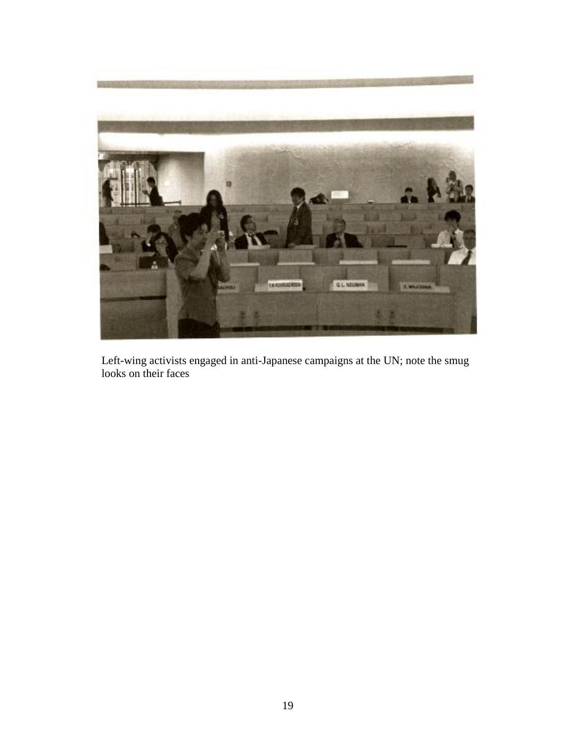Left-wing activists engaged in anti-Japanese campaigns at the UN; note the smug looks on their faces